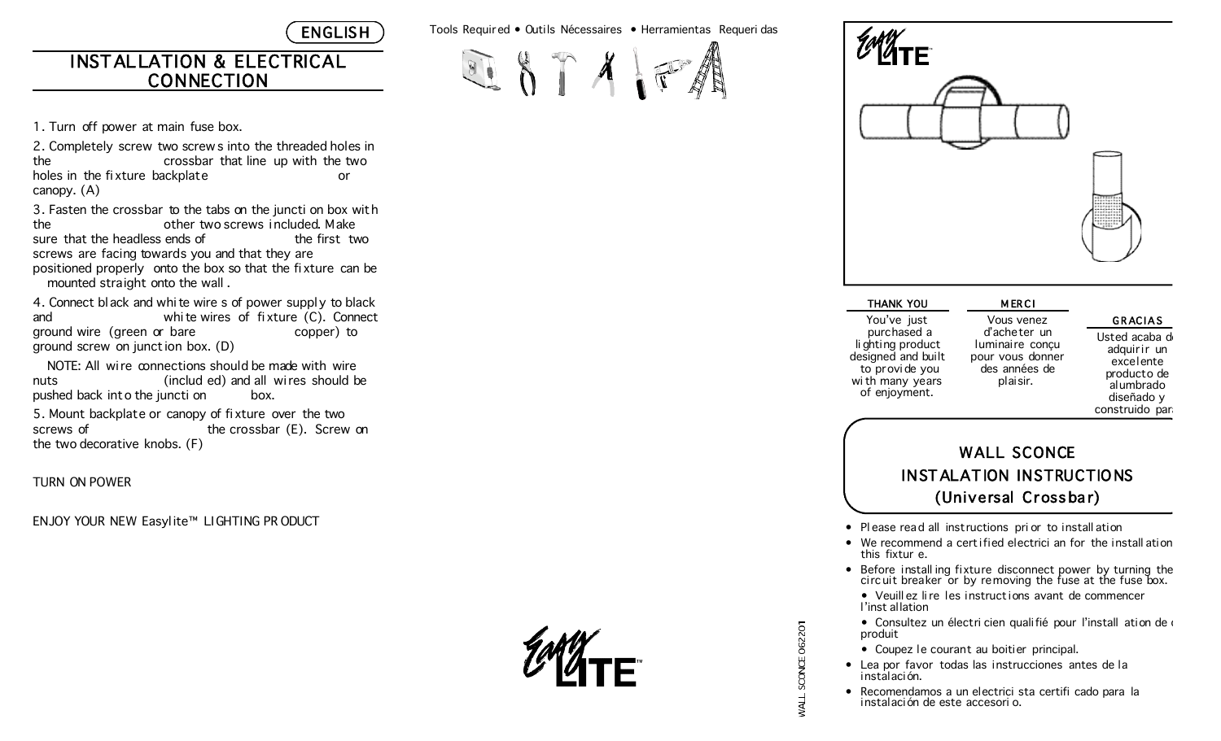ENGLISH

## INSTALLATION & ELECTRICAL CONNECTION

1. Turn off power at main fuse box.

2. Completely screw two screws into the threaded holes in the crossbar that line up with the two holes in the fixture backplate or canopy. (A)

3. Fasten the crossbar to the tabs on the junction box with the other two screws included. Make sure that the headless ends of the first two screws are facing towards you and that they are positioned properly onto the box so that the fixture can be mounted straight onto the wall.

4. Connect black and white wires of power supply to black and white wires of fixture (C). Connect ground wire (green or bare copper) to ground screw on junction box. (D)

NOTE: All wire connections should be made with wire nuts (included) and all wires should be pushed back into the junction box.

5. Mount backplate or canopy of fixture over the two screws of the crossbar (E). Screw on the two decorative knobs. (F)

TURN ON POWER

ENJOY YOUR NEW Easylite™ LIGHTING PRODUCT

Tools Required • Outils Nécessaires • Herramientas Requeridas

EasyLITE™

EasyLITE™

**THANK YOU**

You've just purchased a lighting product designed and built to provide you with many years of enjoyment.

**MERCI**

Vous venez d'acheter un luminaire conçu pour vous donner des années de plaisir.

**GRACIAS**

Usted acaba de adquirir un excelente producto de alumbrado diseñado y construido para

## WALL SCONCE INSTALATION INSTRUCTIONS (Universal Crossbar)

- Please read all instructions prior to installation
- We recommend a certified electrician for the installation of this fixture.
- Before installing fixture disconnect power by turning the circuit breaker or by removing the fuse at the fuse box.
  - Veuillez lire les instructions avant de commencer l'installation
  - Consultez un électricien qualifié pour l'installation de ce produit
  - Coupez le courant au boitier principal.
- Lea por favor todas las instrucciones antes de la instalación.
- Recomendamos a un electricista certificado para la instalación de este accesorio.

WALL SCONCE 062201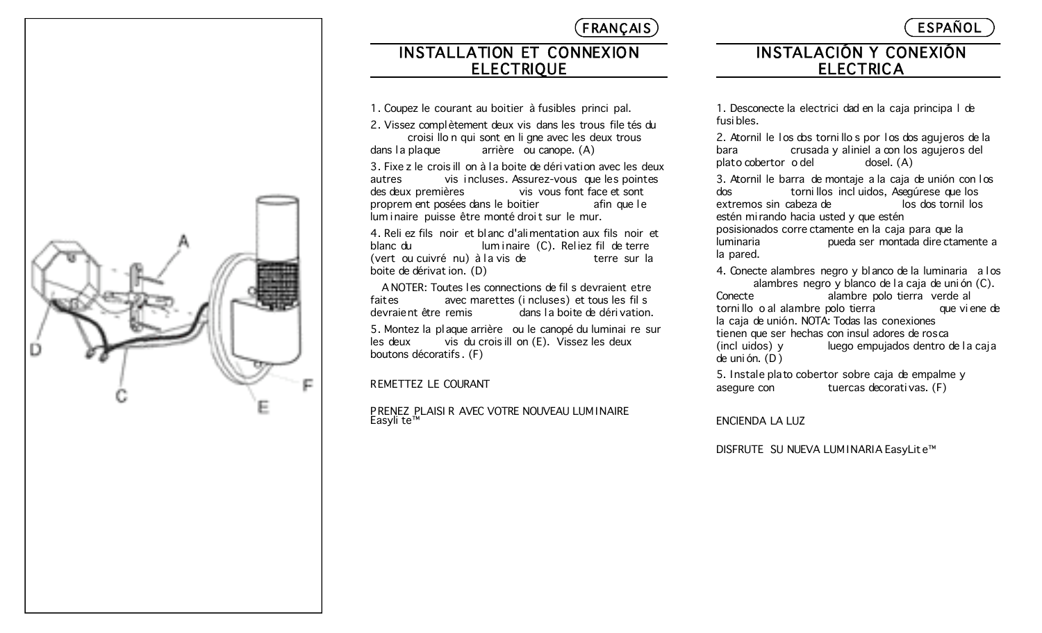## FRANÇAIS

## INSTALLATION ET CONNEXION ELECTRIQUE

1. Coupez le courant au boitier à fusibles principal.
2. Vissez complètement deux vis dans les trous filetés du croisillon qui sont en ligne avec les deux trous dans la plaque arrière ou canope. (A)
3. Fixez le croisillon à la boite de dérivation avec les deux autres vis incluses. Assurez-vous que les pointes des deux premières vis vous font face et sont proprement posées dans le boitier afin que le luminaire puisse être monté droit sur le mur.
4. Reliez fils noir et blanc d'alimentation aux fils noir et blanc du luminaire (C). Reliez fil de terre (vert ou cuivré nu) à la vis de terre sur la boite de dérivation. (D)

   A NOTER: Toutes les connections de fils devraient etre faites avec marettes (incluses) et tous les fils devraient être remis dans la boite de dérivation.
5. Montez la plaque arrière ou le canopé du luminaire sur les deux vis du croisillon (E). Vissez les deux boutons décoratifs. (F)

REMETTEZ LE COURANT

PRENEZ PLAISIR AVEC VOTRE NOUVEAU LUMINAIRE Easylite™

## ESPAÑOL

## INSTALACIÓN Y CONEXIÓN ELECTRICA

1. Desconecte la electricidad en la caja principal de fusibles.
2. Atornil le los dos tornillos por los dos agujeros de la bara crusada y aliniela con los agujeros del plato cobertor o del dosel. (A)
3. Atornil le barra de montaje a la caja de unión con los dos tornillos incluidos, Asegúrese que los extremos sin cabeza de los dos tornillos estén mirando hacia usted y que estén posisionados correctamente en la caja para que la luminaria pueda ser montada directamente a la pared.
4. Conecte alambres negro y blanco de la luminaria a los alambres negro y blanco de la caja de unión (C). Conecte alambre polo tierra verde al tornillo o al alambre polo tierra que viene de la caja de unión. NOTA: Todas las conexiones tienen que ser hechas con insuladores de rosca (incluidos) y luego empujados dentro de la caja de unión. (D)
5. Instale plato cobertor sobre caja de empalme y asegure con tuercas decorativas. (F)

ENCIENDA LA LUZ

DISFRUTE SU NUEVA LUMINARIA EasyLite™